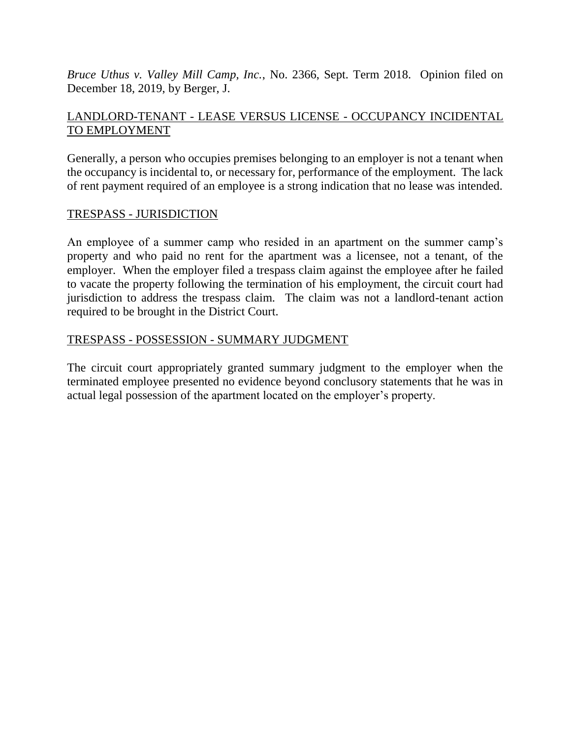*Bruce Uthus v. Valley Mill Camp, Inc.*, No. 2366, Sept. Term 2018. Opinion filed on December 18, 2019, by Berger, J.

LANDLORD-TENANT - LEASE VERSUS LICENSE - OCCUPANCY INCIDENTAL TO EMPLOYMENT

Generally, a person who occupies premises belonging to an employer is not a tenant when the occupancy is incidental to, or necessary for, performance of the employment. The lack of rent payment required of an employee is a strong indication that no lease was intended.

TRESPASS - JURISDICTION

An employee of a summer camp who resided in an apartment on the summer camp's property and who paid no rent for the apartment was a licensee, not a tenant, of the employer. When the employer filed a trespass claim against the employee after he failed to vacate the property following the termination of his employment, the circuit court had jurisdiction to address the trespass claim. The claim was not a landlord-tenant action required to be brought in the District Court.

TRESPASS - POSSESSION - SUMMARY JUDGMENT

The circuit court appropriately granted summary judgment to the employer when the terminated employee presented no evidence beyond conclusory statements that he was in actual legal possession of the apartment located on the employer's property.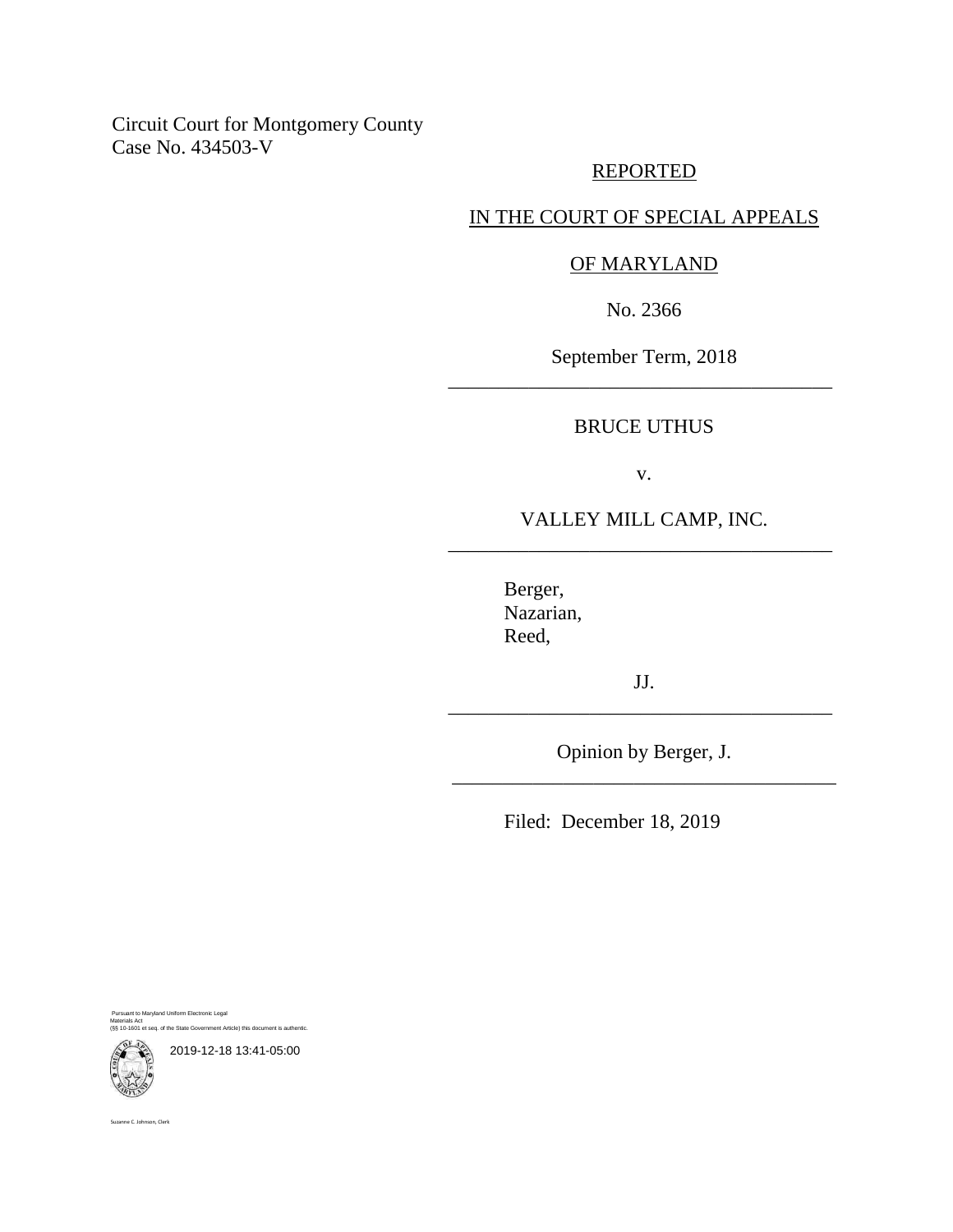Circuit Court for Montgomery County
Case No. 434503-V

REPORTED

IN THE COURT OF SPECIAL APPEALS

OF MARYLAND

No. 2366

September Term, 2018

---

BRUCE UTHUS

v.

VALLEY MILL CAMP, INC.

---

Berger,
Nazarian,
Reed,

JJ.

---

Opinion by Berger, J.

---

Filed: December 18, 2019

Pursuant to Maryland Uniform Electronic Legal Materials Act
(§§ 10-1601 et seq. of the State Government Article) this document is authentic.

2019-12-18 13:41-05:00

Suzanne C. Johnson, Clerk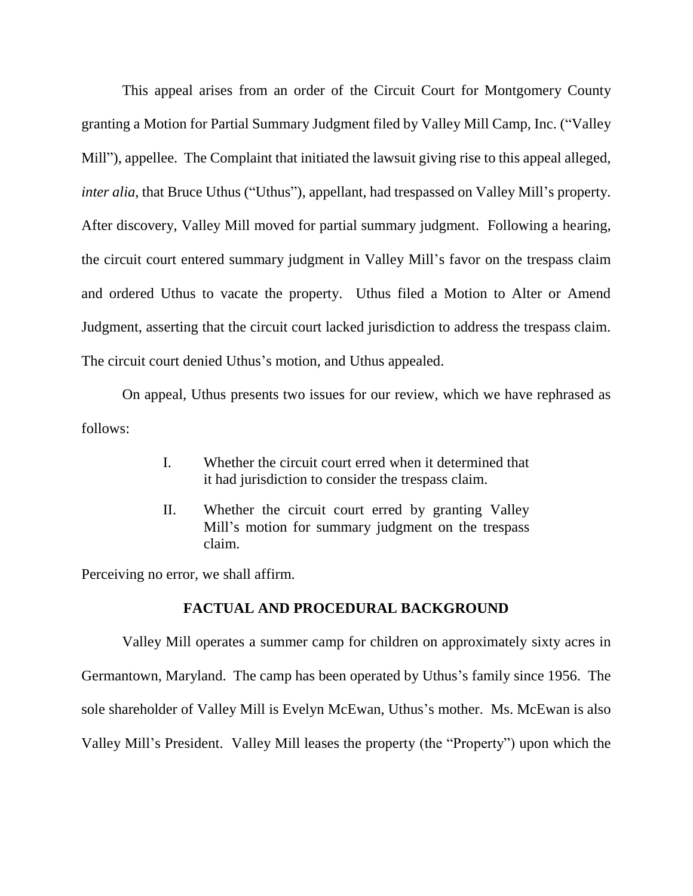This appeal arises from an order of the Circuit Court for Montgomery County granting a Motion for Partial Summary Judgment filed by Valley Mill Camp, Inc. ("Valley Mill"), appellee. The Complaint that initiated the lawsuit giving rise to this appeal alleged, *inter alia*, that Bruce Uthus ("Uthus"), appellant, had trespassed on Valley Mill's property. After discovery, Valley Mill moved for partial summary judgment. Following a hearing, the circuit court entered summary judgment in Valley Mill's favor on the trespass claim and ordered Uthus to vacate the property. Uthus filed a Motion to Alter or Amend Judgment, asserting that the circuit court lacked jurisdiction to address the trespass claim. The circuit court denied Uthus's motion, and Uthus appealed.

On appeal, Uthus presents two issues for our review, which we have rephrased as follows:

> I. Whether the circuit court erred when it determined that it had jurisdiction to consider the trespass claim.
>
> II. Whether the circuit court erred by granting Valley Mill's motion for summary judgment on the trespass claim.

Perceiving no error, we shall affirm.

## FACTUAL AND PROCEDURAL BACKGROUND

Valley Mill operates a summer camp for children on approximately sixty acres in Germantown, Maryland. The camp has been operated by Uthus's family since 1956. The sole shareholder of Valley Mill is Evelyn McEwan, Uthus's mother. Ms. McEwan is also Valley Mill's President. Valley Mill leases the property (the "Property") upon which the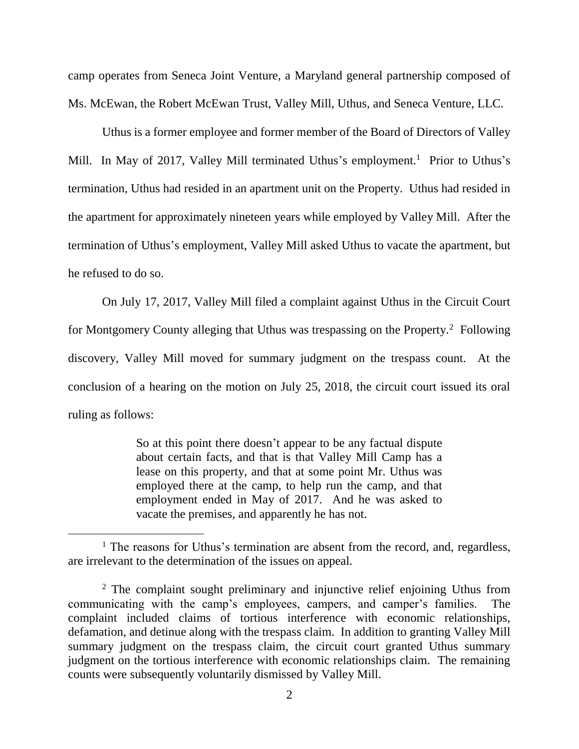camp operates from Seneca Joint Venture, a Maryland general partnership composed of Ms. McEwan, the Robert McEwan Trust, Valley Mill, Uthus, and Seneca Venture, LLC.

Uthus is a former employee and former member of the Board of Directors of Valley Mill. In May of 2017, Valley Mill terminated Uthus's employment.[1] Prior to Uthus's termination, Uthus had resided in an apartment unit on the Property. Uthus had resided in the apartment for approximately nineteen years while employed by Valley Mill. After the termination of Uthus's employment, Valley Mill asked Uthus to vacate the apartment, but he refused to do so.

On July 17, 2017, Valley Mill filed a complaint against Uthus in the Circuit Court for Montgomery County alleging that Uthus was trespassing on the Property.[2] Following discovery, Valley Mill moved for summary judgment on the trespass count. At the conclusion of a hearing on the motion on July 25, 2018, the circuit court issued its oral ruling as follows:

> So at this point there doesn't appear to be any factual dispute about certain facts, and that is that Valley Mill Camp has a lease on this property, and that at some point Mr. Uthus was employed there at the camp, to help run the camp, and that employment ended in May of 2017. And he was asked to vacate the premises, and apparently he has not.

---

[1] The reasons for Uthus's termination are absent from the record, and, regardless, are irrelevant to the determination of the issues on appeal.

[2] The complaint sought preliminary and injunctive relief enjoining Uthus from communicating with the camp's employees, campers, and camper's families. The complaint included claims of tortious interference with economic relationships, defamation, and detinue along with the trespass claim. In addition to granting Valley Mill summary judgment on the trespass claim, the circuit court granted Uthus summary judgment on the tortious interference with economic relationships claim. The remaining counts were subsequently voluntarily dismissed by Valley Mill.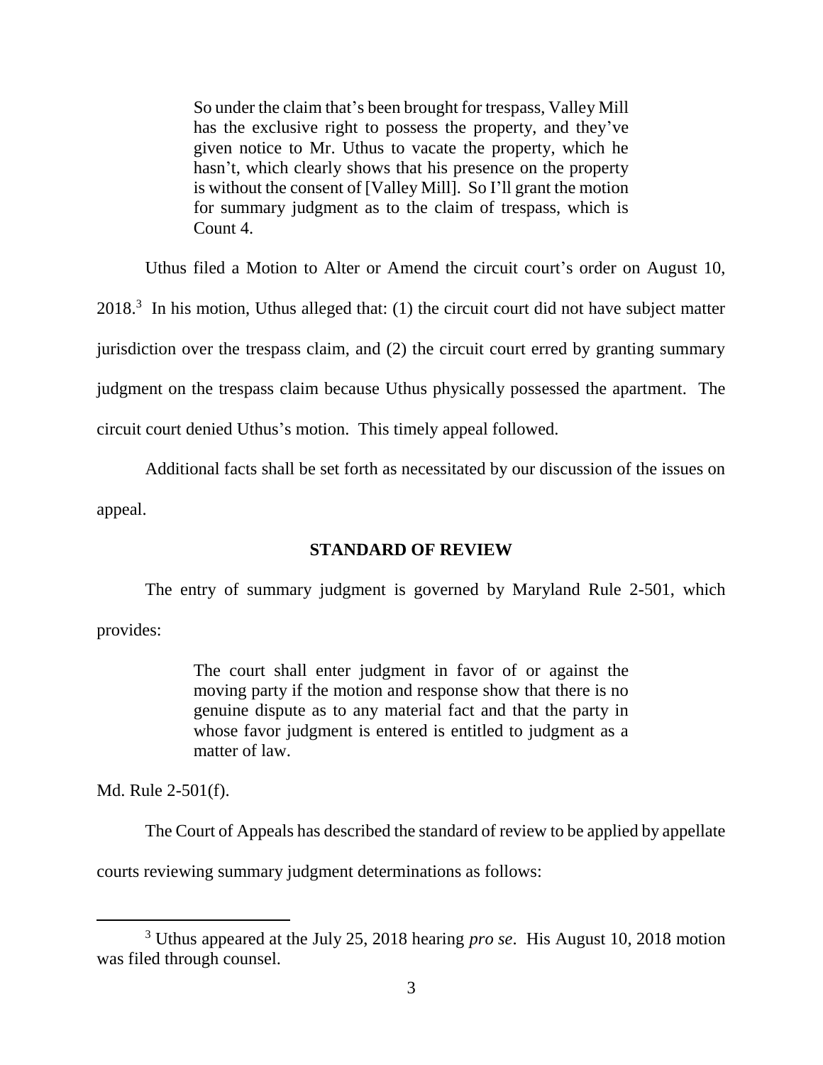> So under the claim that's been brought for trespass, Valley Mill has the exclusive right to possess the property, and they've given notice to Mr. Uthus to vacate the property, which he hasn't, which clearly shows that his presence on the property is without the consent of [Valley Mill]. So I'll grant the motion for summary judgment as to the claim of trespass, which is Count 4.

Uthus filed a Motion to Alter or Amend the circuit court's order on August 10, 2018.[3] In his motion, Uthus alleged that: (1) the circuit court did not have subject matter jurisdiction over the trespass claim, and (2) the circuit court erred by granting summary judgment on the trespass claim because Uthus physically possessed the apartment. The circuit court denied Uthus's motion. This timely appeal followed.

Additional facts shall be set forth as necessitated by our discussion of the issues on appeal.

## STANDARD OF REVIEW

The entry of summary judgment is governed by Maryland Rule 2-501, which provides:

> The court shall enter judgment in favor of or against the moving party if the motion and response show that there is no genuine dispute as to any material fact and that the party in whose favor judgment is entered is entitled to judgment as a matter of law.

Md. Rule 2-501(f).

The Court of Appeals has described the standard of review to be applied by appellate courts reviewing summary judgment determinations as follows:

[3] Uthus appeared at the July 25, 2018 hearing *pro se*. His August 10, 2018 motion was filed through counsel.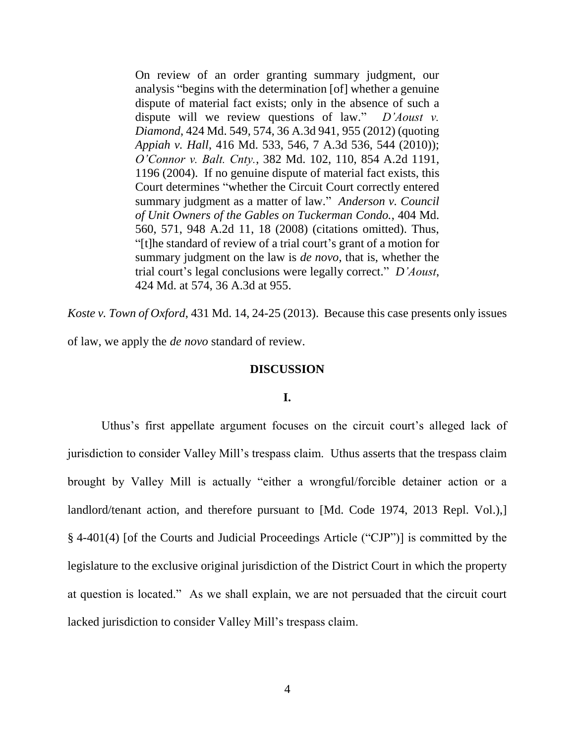> On review of an order granting summary judgment, our analysis "begins with the determination [of] whether a genuine dispute of material fact exists; only in the absence of such a dispute will we review questions of law." *D'Aoust v. Diamond*, 424 Md. 549, 574, 36 A.3d 941, 955 (2012) (quoting *Appiah v. Hall*, 416 Md. 533, 546, 7 A.3d 536, 544 (2010)); *O'Connor v. Balt. Cnty.*, 382 Md. 102, 110, 854 A.2d 1191, 1196 (2004). If no genuine dispute of material fact exists, this Court determines "whether the Circuit Court correctly entered summary judgment as a matter of law." *Anderson v. Council of Unit Owners of the Gables on Tuckerman Condo.*, 404 Md. 560, 571, 948 A.2d 11, 18 (2008) (citations omitted). Thus, "[t]he standard of review of a trial court's grant of a motion for summary judgment on the law is *de novo*, that is, whether the trial court's legal conclusions were legally correct." *D'Aoust*, 424 Md. at 574, 36 A.3d at 955.

*Koste v. Town of Oxford*, 431 Md. 14, 24-25 (2013). Because this case presents only issues of law, we apply the *de novo* standard of review.

## DISCUSSION

### I.

Uthus's first appellate argument focuses on the circuit court's alleged lack of jurisdiction to consider Valley Mill's trespass claim. Uthus asserts that the trespass claim brought by Valley Mill is actually "either a wrongful/forcible detainer action or a landlord/tenant action, and therefore pursuant to [Md. Code 1974, 2013 Repl. Vol.),] § 4-401(4) [of the Courts and Judicial Proceedings Article ("CJP")] is committed by the legislature to the exclusive original jurisdiction of the District Court in which the property at question is located." As we shall explain, we are not persuaded that the circuit court lacked jurisdiction to consider Valley Mill's trespass claim.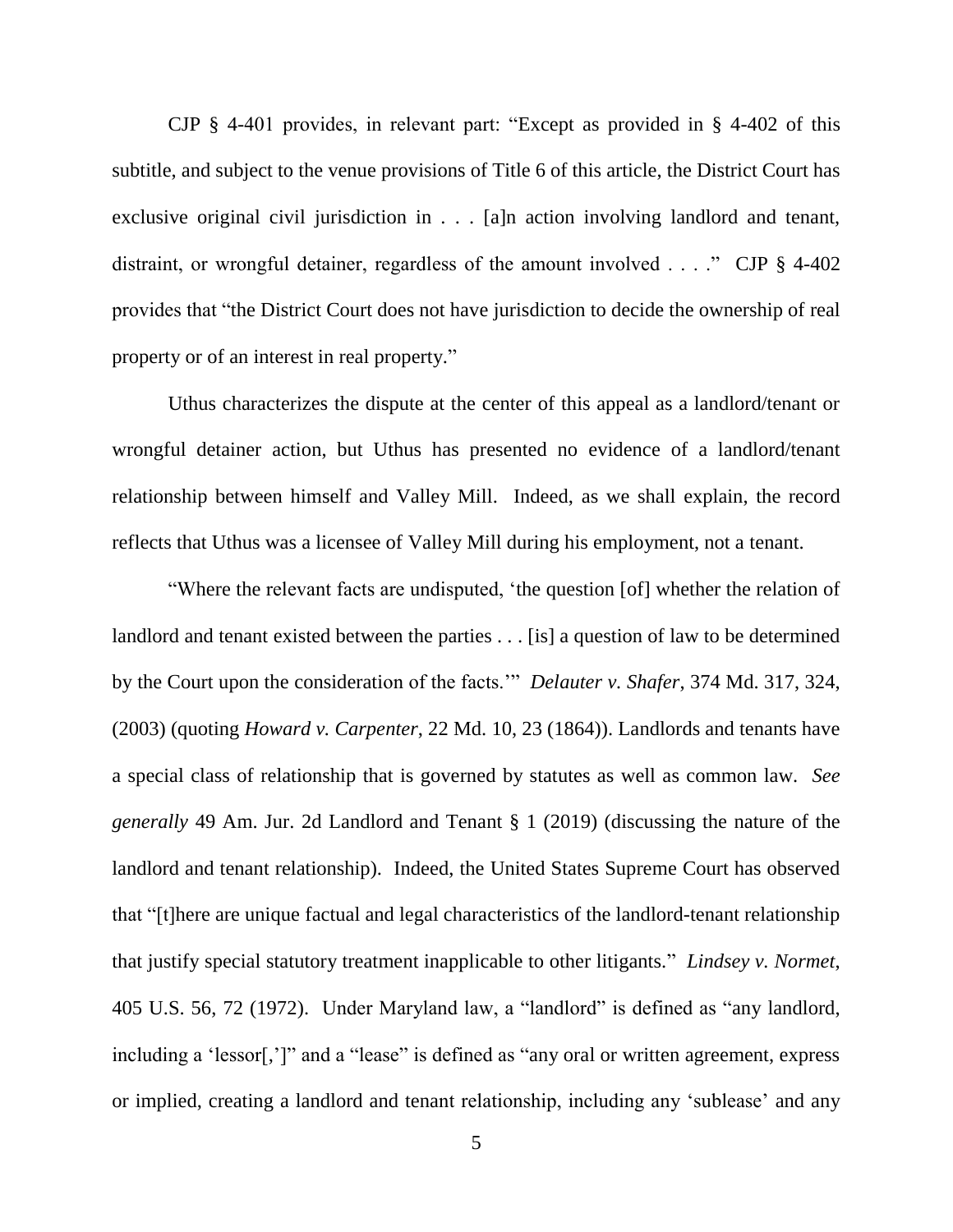CJP § 4-401 provides, in relevant part: "Except as provided in § 4-402 of this subtitle, and subject to the venue provisions of Title 6 of this article, the District Court has exclusive original civil jurisdiction in . . . [a]n action involving landlord and tenant, distraint, or wrongful detainer, regardless of the amount involved . . . ." CJP § 4-402 provides that "the District Court does not have jurisdiction to decide the ownership of real property or of an interest in real property."

Uthus characterizes the dispute at the center of this appeal as a landlord/tenant or wrongful detainer action, but Uthus has presented no evidence of a landlord/tenant relationship between himself and Valley Mill. Indeed, as we shall explain, the record reflects that Uthus was a licensee of Valley Mill during his employment, not a tenant.

"Where the relevant facts are undisputed, 'the question [of] whether the relation of landlord and tenant existed between the parties . . . [is] a question of law to be determined by the Court upon the consideration of the facts.'" *Delauter v. Shafer*, 374 Md. 317, 324, (2003) (quoting *Howard v. Carpenter*, 22 Md. 10, 23 (1864)). Landlords and tenants have a special class of relationship that is governed by statutes as well as common law. *See generally* 49 Am. Jur. 2d Landlord and Tenant § 1 (2019) (discussing the nature of the landlord and tenant relationship). Indeed, the United States Supreme Court has observed that "[t]here are unique factual and legal characteristics of the landlord-tenant relationship that justify special statutory treatment inapplicable to other litigants." *Lindsey v. Normet*, 405 U.S. 56, 72 (1972). Under Maryland law, a "landlord" is defined as "any landlord, including a 'lessor[,']" and a "lease" is defined as "any oral or written agreement, express or implied, creating a landlord and tenant relationship, including any 'sublease' and any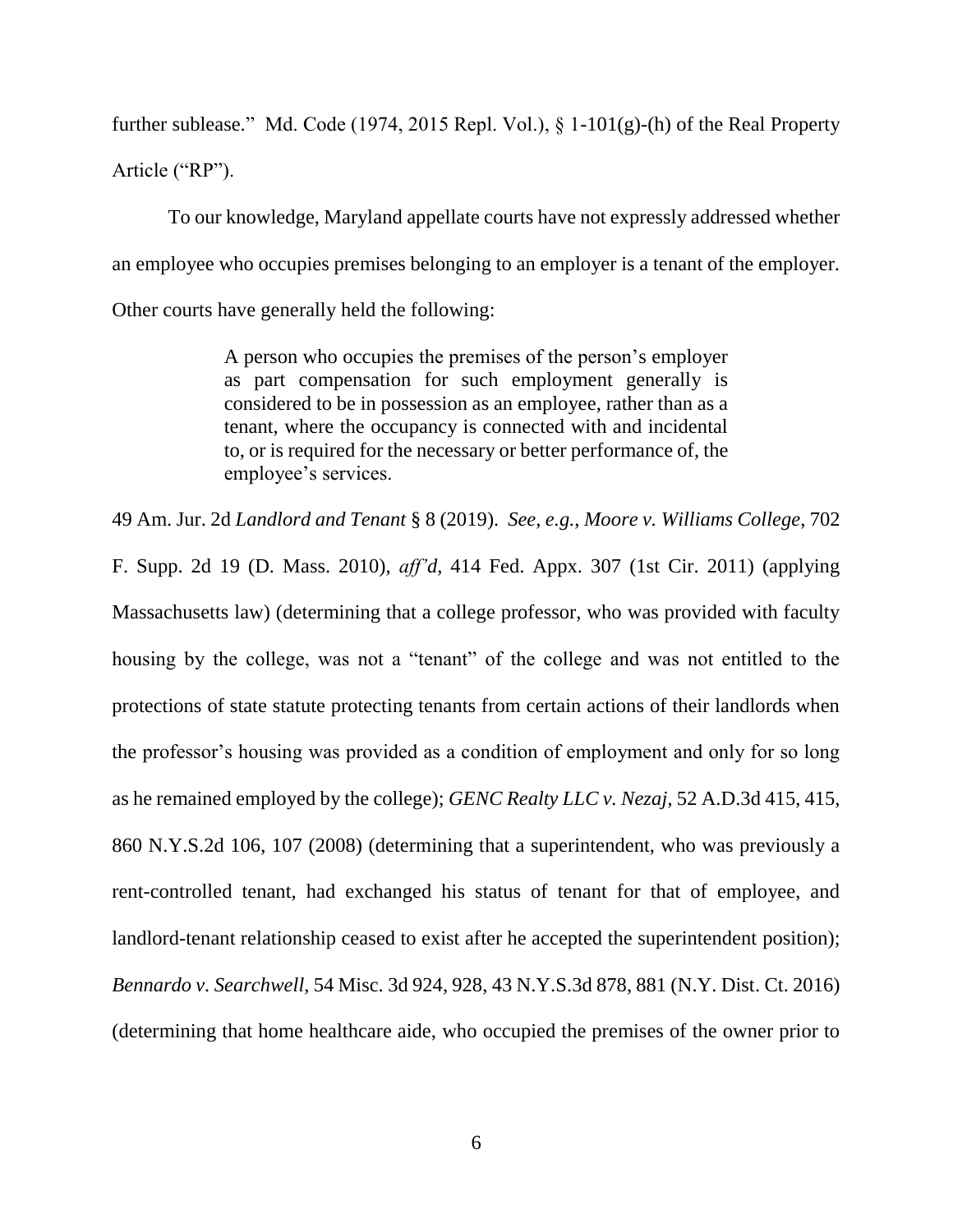further sublease." Md. Code (1974, 2015 Repl. Vol.), § 1-101(g)-(h) of the Real Property Article ("RP").

To our knowledge, Maryland appellate courts have not expressly addressed whether an employee who occupies premises belonging to an employer is a tenant of the employer. Other courts have generally held the following:

> A person who occupies the premises of the person's employer as part compensation for such employment generally is considered to be in possession as an employee, rather than as a tenant, where the occupancy is connected with and incidental to, or is required for the necessary or better performance of, the employee's services.

49 Am. Jur. 2d *Landlord and Tenant* § 8 (2019). *See, e.g.*, *Moore v. Williams College*, 702 F. Supp. 2d 19 (D. Mass. 2010), *aff'd*, 414 Fed. Appx. 307 (1st Cir. 2011) (applying Massachusetts law) (determining that a college professor, who was provided with faculty housing by the college, was not a "tenant" of the college and was not entitled to the protections of state statute protecting tenants from certain actions of their landlords when the professor's housing was provided as a condition of employment and only for so long as he remained employed by the college); *GENC Realty LLC v. Nezaj*, 52 A.D.3d 415, 415, 860 N.Y.S.2d 106, 107 (2008) (determining that a superintendent, who was previously a rent-controlled tenant, had exchanged his status of tenant for that of employee, and landlord-tenant relationship ceased to exist after he accepted the superintendent position); *Bennardo v. Searchwell*, 54 Misc. 3d 924, 928, 43 N.Y.S.3d 878, 881 (N.Y. Dist. Ct. 2016) (determining that home healthcare aide, who occupied the premises of the owner prior to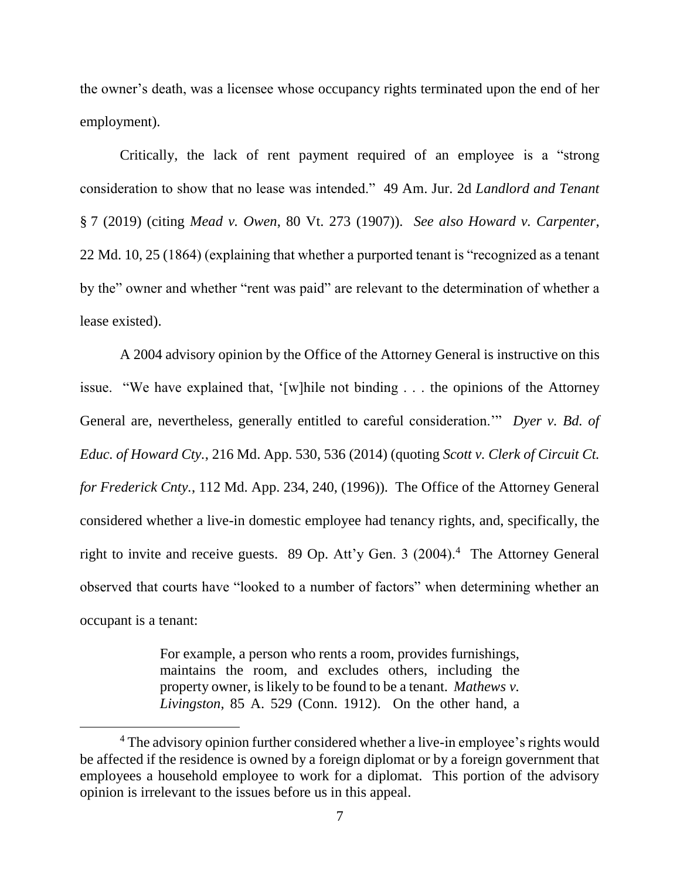the owner's death, was a licensee whose occupancy rights terminated upon the end of her employment).

Critically, the lack of rent payment required of an employee is a "strong consideration to show that no lease was intended." 49 Am. Jur. 2d *Landlord and Tenant* § 7 (2019) (citing *Mead v. Owen*, 80 Vt. 273 (1907)). *See also Howard v. Carpenter*, 22 Md. 10, 25 (1864) (explaining that whether a purported tenant is "recognized as a tenant by the" owner and whether "rent was paid" are relevant to the determination of whether a lease existed).

A 2004 advisory opinion by the Office of the Attorney General is instructive on this issue. "We have explained that, '[w]hile not binding . . . the opinions of the Attorney General are, nevertheless, generally entitled to careful consideration.'" *Dyer v. Bd. of Educ. of Howard Cty.*, 216 Md. App. 530, 536 (2014) (quoting *Scott v. Clerk of Circuit Ct. for Frederick Cnty.*, 112 Md. App. 234, 240, (1996)). The Office of the Attorney General considered whether a live-in domestic employee had tenancy rights, and, specifically, the right to invite and receive guests. 89 Op. Att'y Gen. 3 (2004).[4] The Attorney General observed that courts have "looked to a number of factors" when determining whether an occupant is a tenant:

> For example, a person who rents a room, provides furnishings, maintains the room, and excludes others, including the property owner, is likely to be found to be a tenant. *Mathews v. Livingston*, 85 A. 529 (Conn. 1912). On the other hand, a

[4] The advisory opinion further considered whether a live-in employee's rights would be affected if the residence is owned by a foreign diplomat or by a foreign government that employees a household employee to work for a diplomat. This portion of the advisory opinion is irrelevant to the issues before us in this appeal.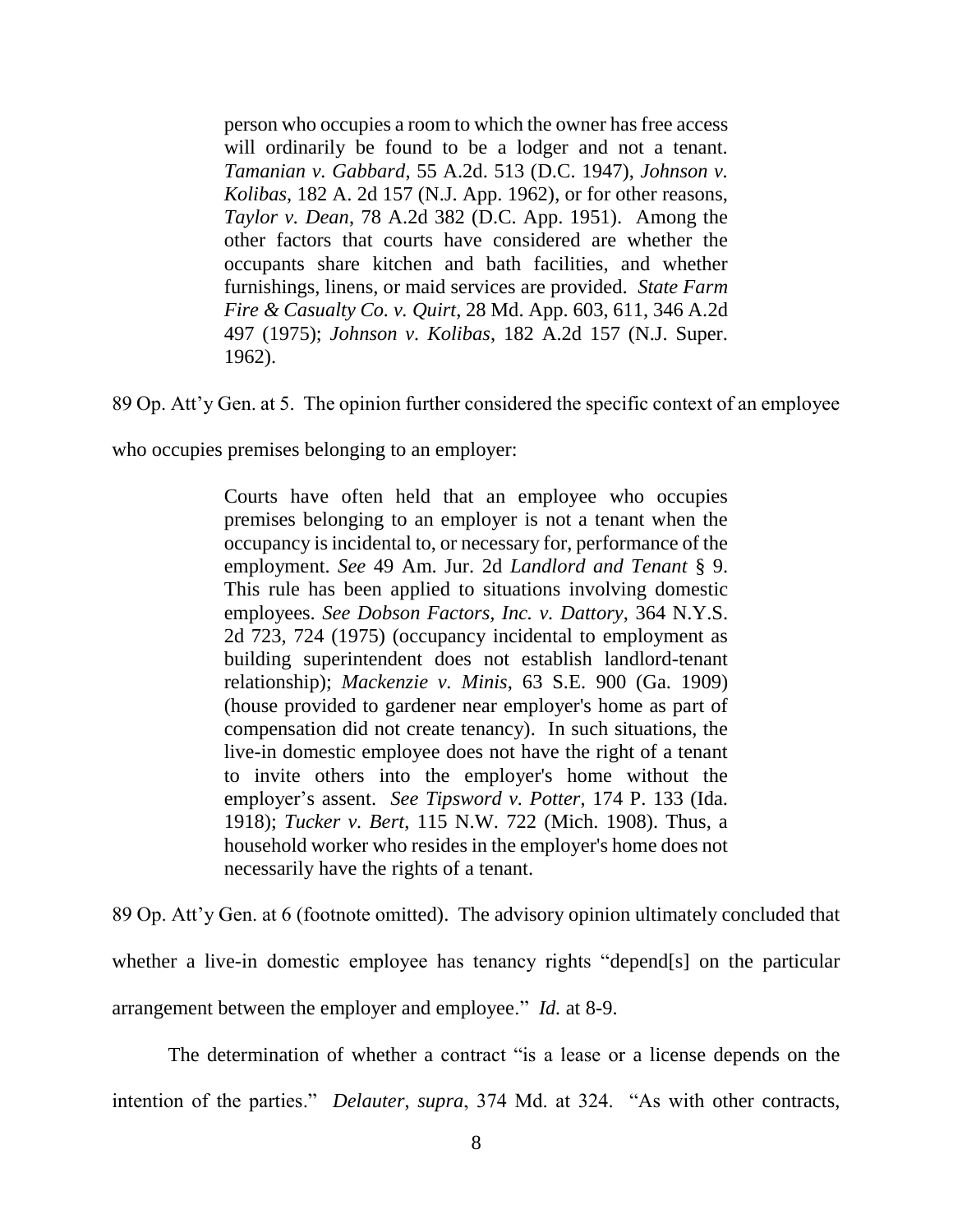> person who occupies a room to which the owner has free access will ordinarily be found to be a lodger and not a tenant. *Tamanian v. Gabbard*, 55 A.2d. 513 (D.C. 1947), *Johnson v. Kolibas*, 182 A. 2d 157 (N.J. App. 1962), or for other reasons, *Taylor v. Dean*, 78 A.2d 382 (D.C. App. 1951). Among the other factors that courts have considered are whether the occupants share kitchen and bath facilities, and whether furnishings, linens, or maid services are provided. *State Farm Fire & Casualty Co. v. Quirt*, 28 Md. App. 603, 611, 346 A.2d 497 (1975); *Johnson v. Kolibas*, 182 A.2d 157 (N.J. Super. 1962).

89 Op. Att'y Gen. at 5. The opinion further considered the specific context of an employee who occupies premises belonging to an employer:

> Courts have often held that an employee who occupies premises belonging to an employer is not a tenant when the occupancy is incidental to, or necessary for, performance of the employment. *See* 49 Am. Jur. 2d *Landlord and Tenant* § 9. This rule has been applied to situations involving domestic employees. *See Dobson Factors, Inc. v. Dattory*, 364 N.Y.S. 2d 723, 724 (1975) (occupancy incidental to employment as building superintendent does not establish landlord-tenant relationship); *Mackenzie v. Minis*, 63 S.E. 900 (Ga. 1909) (house provided to gardener near employer's home as part of compensation did not create tenancy). In such situations, the live-in domestic employee does not have the right of a tenant to invite others into the employer's home without the employer's assent. *See Tipsword v. Potter*, 174 P. 133 (Ida. 1918); *Tucker v. Bert*, 115 N.W. 722 (Mich. 1908). Thus, a household worker who resides in the employer's home does not necessarily have the rights of a tenant.

89 Op. Att'y Gen. at 6 (footnote omitted). The advisory opinion ultimately concluded that whether a live-in domestic employee has tenancy rights "depend[s] on the particular arrangement between the employer and employee." *Id.* at 8-9.

The determination of whether a contract "is a lease or a license depends on the intention of the parties." *Delauter*, *supra*, 374 Md. at 324. "As with other contracts,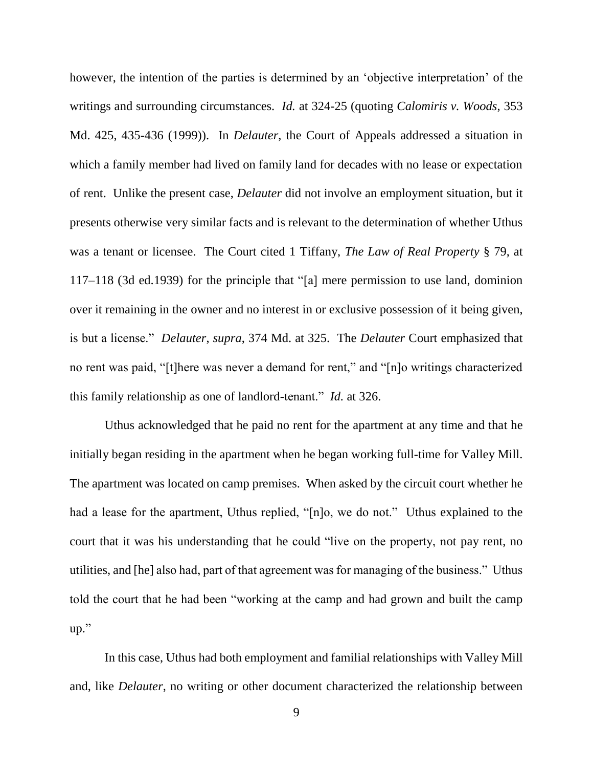however, the intention of the parties is determined by an 'objective interpretation' of the writings and surrounding circumstances. *Id.* at 324-25 (quoting *Calomiris v. Woods*, 353 Md. 425, 435-436 (1999)). In *Delauter*, the Court of Appeals addressed a situation in which a family member had lived on family land for decades with no lease or expectation of rent. Unlike the present case, *Delauter* did not involve an employment situation, but it presents otherwise very similar facts and is relevant to the determination of whether Uthus was a tenant or licensee. The Court cited 1 Tiffany, *The Law of Real Property* § 79, at 117–118 (3d ed.1939) for the principle that "[a] mere permission to use land, dominion over it remaining in the owner and no interest in or exclusive possession of it being given, is but a license." *Delauter*, *supra*, 374 Md. at 325. The *Delauter* Court emphasized that no rent was paid, "[t]here was never a demand for rent," and "[n]o writings characterized this family relationship as one of landlord-tenant." *Id.* at 326.

Uthus acknowledged that he paid no rent for the apartment at any time and that he initially began residing in the apartment when he began working full-time for Valley Mill. The apartment was located on camp premises. When asked by the circuit court whether he had a lease for the apartment, Uthus replied, "[n]o, we do not." Uthus explained to the court that it was his understanding that he could "live on the property, not pay rent, no utilities, and [he] also had, part of that agreement was for managing of the business." Uthus told the court that he had been "working at the camp and had grown and built the camp up."

In this case, Uthus had both employment and familial relationships with Valley Mill and, like *Delauter*, no writing or other document characterized the relationship between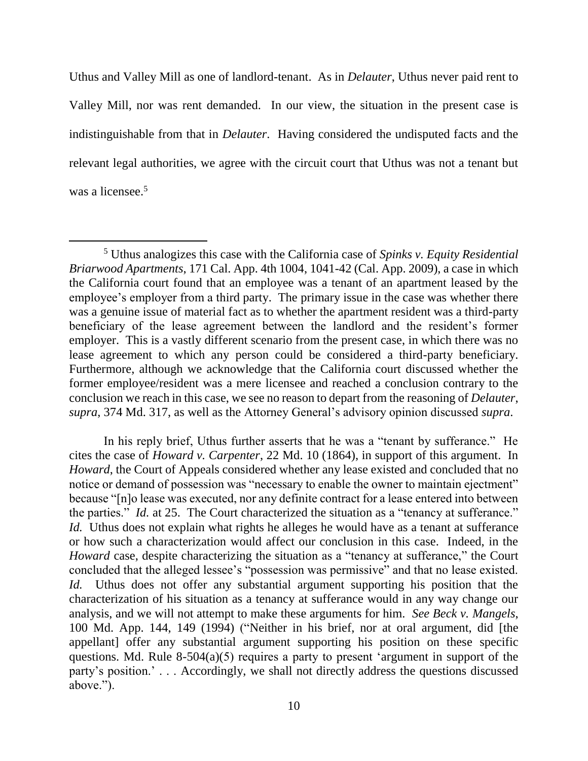Uthus and Valley Mill as one of landlord-tenant. As in *Delauter*, Uthus never paid rent to Valley Mill, nor was rent demanded. In our view, the situation in the present case is indistinguishable from that in *Delauter*. Having considered the undisputed facts and the relevant legal authorities, we agree with the circuit court that Uthus was not a tenant but was a licensee.[5]

---

[5] Uthus analogizes this case with the California case of *Spinks v. Equity Residential Briarwood Apartments*, 171 Cal. App. 4th 1004, 1041-42 (Cal. App. 2009), a case in which the California court found that an employee was a tenant of an apartment leased by the employee's employer from a third party. The primary issue in the case was whether there was a genuine issue of material fact as to whether the apartment resident was a third-party beneficiary of the lease agreement between the landlord and the resident's former employer. This is a vastly different scenario from the present case, in which there was no lease agreement to which any person could be considered a third-party beneficiary. Furthermore, although we acknowledge that the California court discussed whether the former employee/resident was a mere licensee and reached a conclusion contrary to the conclusion we reach in this case, we see no reason to depart from the reasoning of *Delauter*, *supra*, 374 Md. 317, as well as the Attorney General's advisory opinion discussed *supra*.

In his reply brief, Uthus further asserts that he was a "tenant by sufferance." He cites the case of *Howard v. Carpenter*, 22 Md. 10 (1864), in support of this argument. In *Howard*, the Court of Appeals considered whether any lease existed and concluded that no notice or demand of possession was "necessary to enable the owner to maintain ejectment" because "[n]o lease was executed, nor any definite contract for a lease entered into between the parties." *Id.* at 25. The Court characterized the situation as a "tenancy at sufferance." *Id.* Uthus does not explain what rights he alleges he would have as a tenant at sufferance or how such a characterization would affect our conclusion in this case. Indeed, in the *Howard* case, despite characterizing the situation as a "tenancy at sufferance," the Court concluded that the alleged lessee's "possession was permissive" and that no lease existed. *Id.* Uthus does not offer any substantial argument supporting his position that the characterization of his situation as a tenancy at sufferance would in any way change our analysis, and we will not attempt to make these arguments for him. *See Beck v. Mangels*, 100 Md. App. 144, 149 (1994) ("Neither in his brief, nor at oral argument, did [the appellant] offer any substantial argument supporting his position on these specific questions. Md. Rule 8-504(a)(5) requires a party to present 'argument in support of the party's position.' . . . Accordingly, we shall not directly address the questions discussed above.").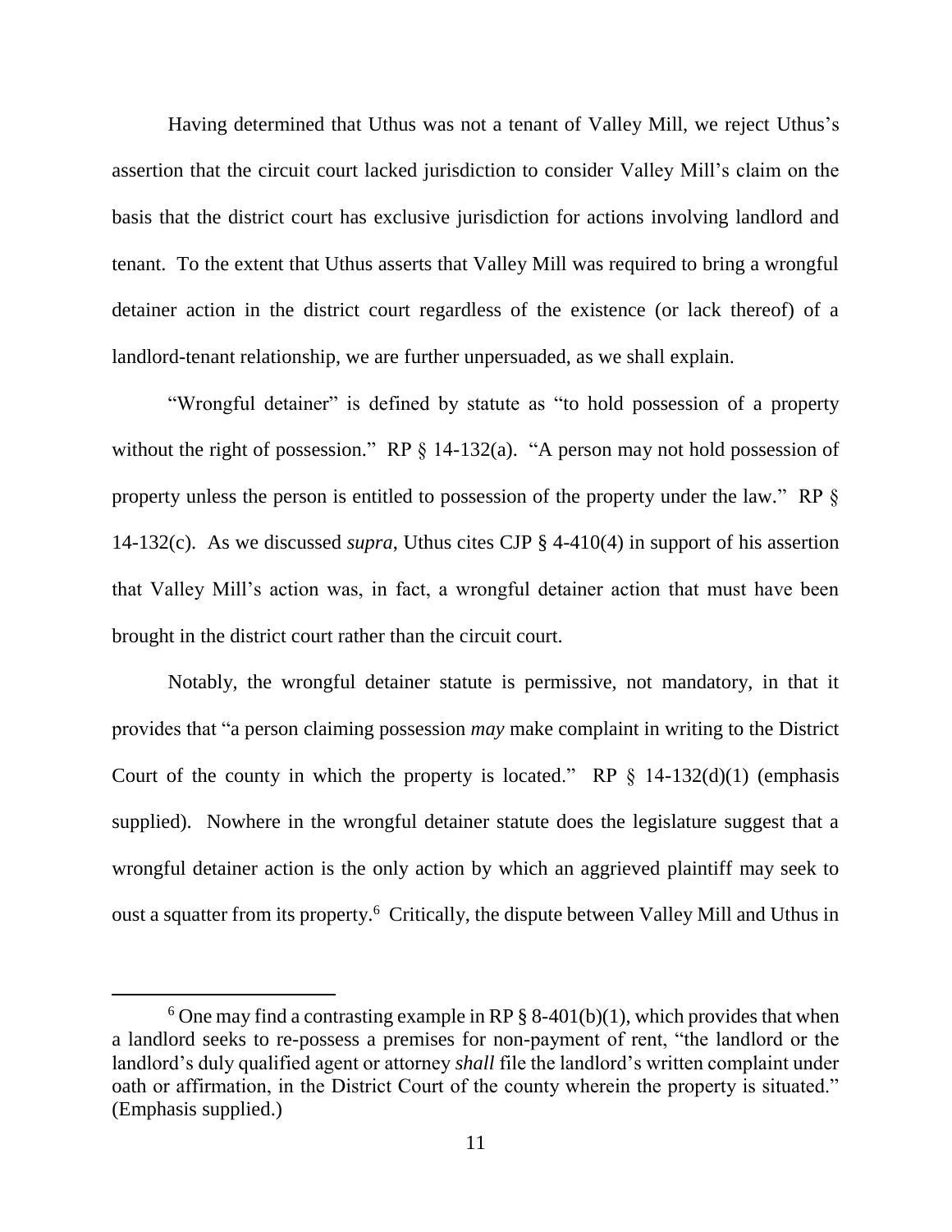Having determined that Uthus was not a tenant of Valley Mill, we reject Uthus's assertion that the circuit court lacked jurisdiction to consider Valley Mill's claim on the basis that the district court has exclusive jurisdiction for actions involving landlord and tenant. To the extent that Uthus asserts that Valley Mill was required to bring a wrongful detainer action in the district court regardless of the existence (or lack thereof) of a landlord-tenant relationship, we are further unpersuaded, as we shall explain.

"Wrongful detainer" is defined by statute as "to hold possession of a property without the right of possession." RP § 14-132(a). "A person may not hold possession of property unless the person is entitled to possession of the property under the law." RP § 14-132(c). As we discussed *supra*, Uthus cites CJP § 4-410(4) in support of his assertion that Valley Mill's action was, in fact, a wrongful detainer action that must have been brought in the district court rather than the circuit court.

Notably, the wrongful detainer statute is permissive, not mandatory, in that it provides that "a person claiming possession *may* make complaint in writing to the District Court of the county in which the property is located." RP § 14-132(d)(1) (emphasis supplied). Nowhere in the wrongful detainer statute does the legislature suggest that a wrongful detainer action is the only action by which an aggrieved plaintiff may seek to oust a squatter from its property.[6] Critically, the dispute between Valley Mill and Uthus in

[6] One may find a contrasting example in RP § 8-401(b)(1), which provides that when a landlord seeks to re-possess a premises for non-payment of rent, "the landlord or the landlord's duly qualified agent or attorney *shall* file the landlord's written complaint under oath or affirmation, in the District Court of the county wherein the property is situated." (Emphasis supplied.)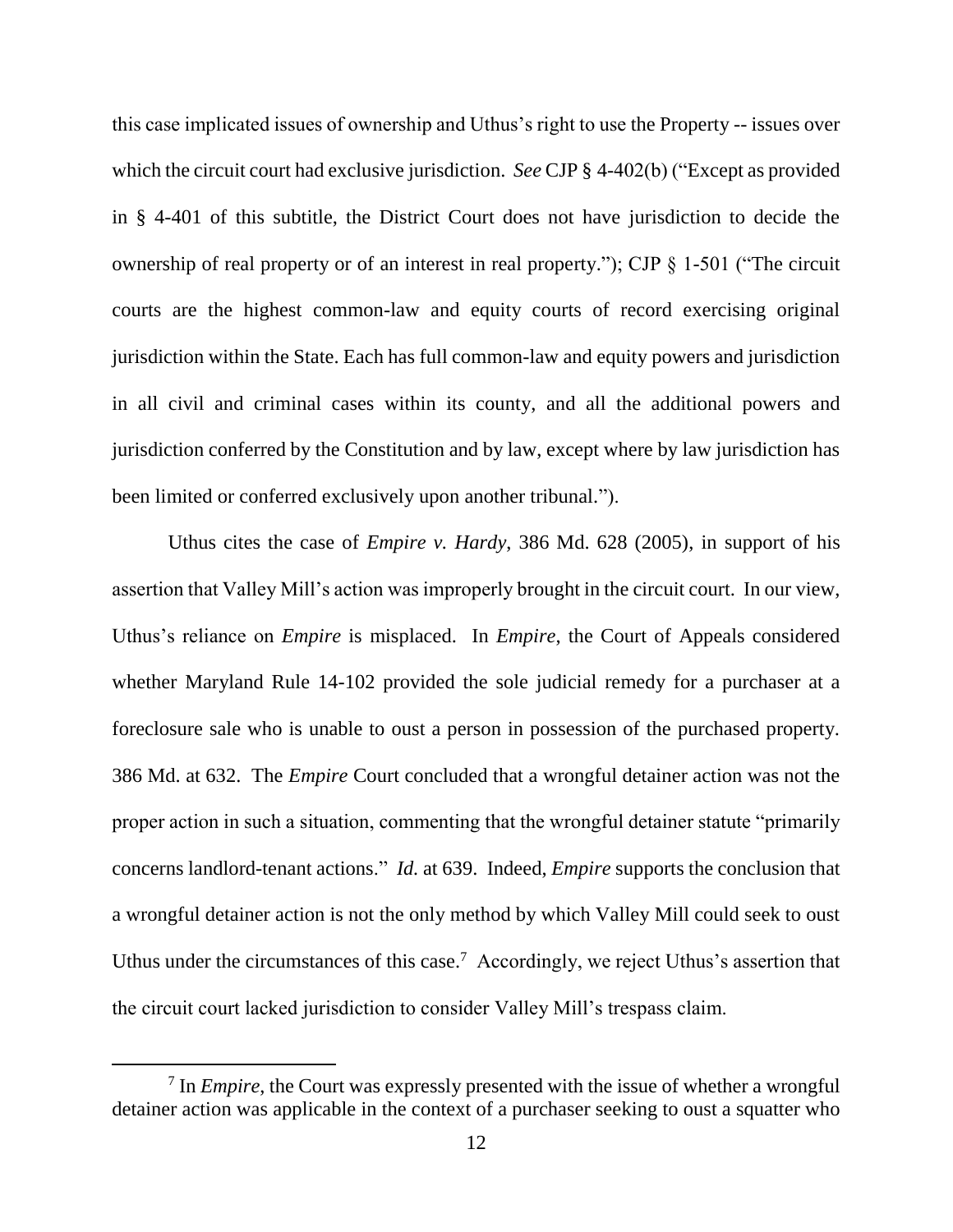this case implicated issues of ownership and Uthus's right to use the Property -- issues over which the circuit court had exclusive jurisdiction. *See* CJP § 4-402(b) ("Except as provided in § 4-401 of this subtitle, the District Court does not have jurisdiction to decide the ownership of real property or of an interest in real property."); CJP § 1-501 ("The circuit courts are the highest common-law and equity courts of record exercising original jurisdiction within the State. Each has full common-law and equity powers and jurisdiction in all civil and criminal cases within its county, and all the additional powers and jurisdiction conferred by the Constitution and by law, except where by law jurisdiction has been limited or conferred exclusively upon another tribunal.").

Uthus cites the case of *Empire v. Hardy*, 386 Md. 628 (2005), in support of his assertion that Valley Mill's action was improperly brought in the circuit court. In our view, Uthus's reliance on *Empire* is misplaced. In *Empire*, the Court of Appeals considered whether Maryland Rule 14-102 provided the sole judicial remedy for a purchaser at a foreclosure sale who is unable to oust a person in possession of the purchased property. 386 Md. at 632. The *Empire* Court concluded that a wrongful detainer action was not the proper action in such a situation, commenting that the wrongful detainer statute "primarily concerns landlord-tenant actions." *Id.* at 639. Indeed, *Empire* supports the conclusion that a wrongful detainer action is not the only method by which Valley Mill could seek to oust Uthus under the circumstances of this case.[7] Accordingly, we reject Uthus's assertion that the circuit court lacked jurisdiction to consider Valley Mill's trespass claim.

[7] In *Empire*, the Court was expressly presented with the issue of whether a wrongful detainer action was applicable in the context of a purchaser seeking to oust a squatter who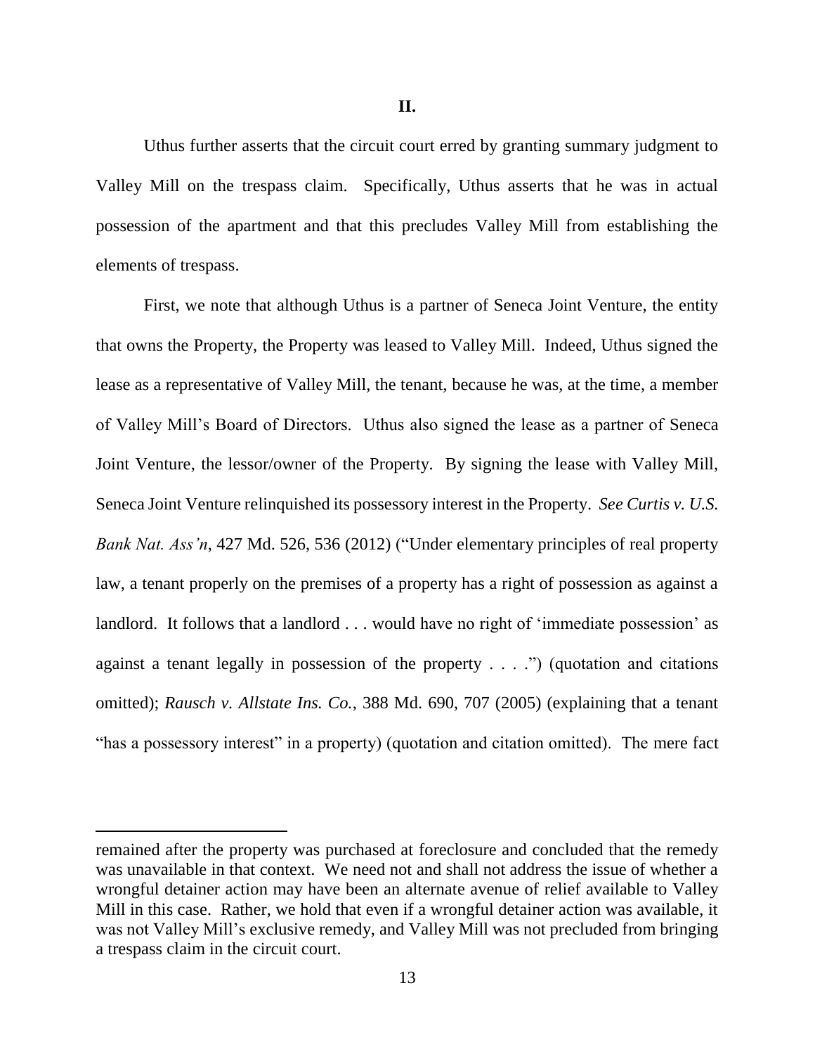**II.**

Uthus further asserts that the circuit court erred by granting summary judgment to Valley Mill on the trespass claim. Specifically, Uthus asserts that he was in actual possession of the apartment and that this precludes Valley Mill from establishing the elements of trespass.

First, we note that although Uthus is a partner of Seneca Joint Venture, the entity that owns the Property, the Property was leased to Valley Mill. Indeed, Uthus signed the lease as a representative of Valley Mill, the tenant, because he was, at the time, a member of Valley Mill's Board of Directors. Uthus also signed the lease as a partner of Seneca Joint Venture, the lessor/owner of the Property. By signing the lease with Valley Mill, Seneca Joint Venture relinquished its possessory interest in the Property. *See Curtis v. U.S. Bank Nat. Ass'n*, 427 Md. 526, 536 (2012) ("Under elementary principles of real property law, a tenant properly on the premises of a property has a right of possession as against a landlord. It follows that a landlord . . . would have no right of 'immediate possession' as against a tenant legally in possession of the property . . . .") (quotation and citations omitted); *Rausch v. Allstate Ins. Co.*, 388 Md. 690, 707 (2005) (explaining that a tenant "has a possessory interest" in a property) (quotation and citation omitted). The mere fact

---

remained after the property was purchased at foreclosure and concluded that the remedy was unavailable in that context. We need not and shall not address the issue of whether a wrongful detainer action may have been an alternate avenue of relief available to Valley Mill in this case. Rather, we hold that even if a wrongful detainer action was available, it was not Valley Mill's exclusive remedy, and Valley Mill was not precluded from bringing a trespass claim in the circuit court.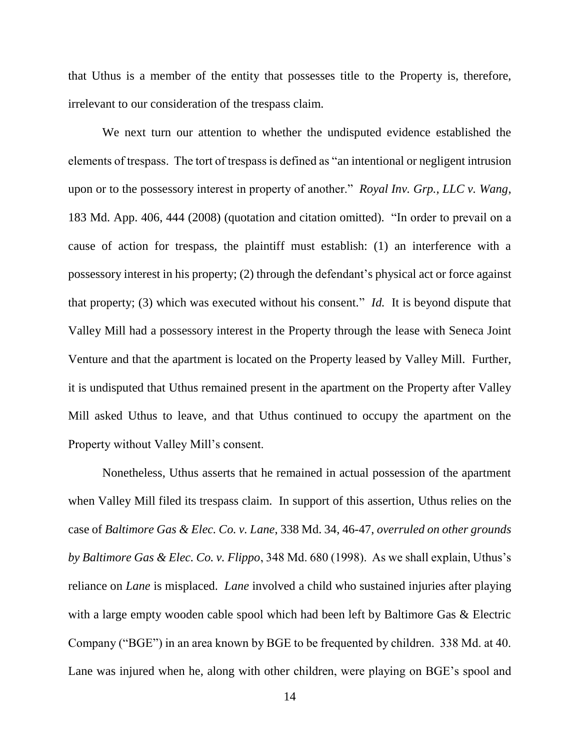that Uthus is a member of the entity that possesses title to the Property is, therefore, irrelevant to our consideration of the trespass claim.

We next turn our attention to whether the undisputed evidence established the elements of trespass. The tort of trespass is defined as "an intentional or negligent intrusion upon or to the possessory interest in property of another." *Royal Inv. Grp., LLC v. Wang*, 183 Md. App. 406, 444 (2008) (quotation and citation omitted). "In order to prevail on a cause of action for trespass, the plaintiff must establish: (1) an interference with a possessory interest in his property; (2) through the defendant's physical act or force against that property; (3) which was executed without his consent." *Id.* It is beyond dispute that Valley Mill had a possessory interest in the Property through the lease with Seneca Joint Venture and that the apartment is located on the Property leased by Valley Mill. Further, it is undisputed that Uthus remained present in the apartment on the Property after Valley Mill asked Uthus to leave, and that Uthus continued to occupy the apartment on the Property without Valley Mill's consent.

Nonetheless, Uthus asserts that he remained in actual possession of the apartment when Valley Mill filed its trespass claim. In support of this assertion, Uthus relies on the case of *Baltimore Gas & Elec. Co. v. Lane*, 338 Md. 34, 46-47, *overruled on other grounds by Baltimore Gas & Elec. Co. v. Flippo*, 348 Md. 680 (1998). As we shall explain, Uthus's reliance on *Lane* is misplaced. *Lane* involved a child who sustained injuries after playing with a large empty wooden cable spool which had been left by Baltimore Gas & Electric Company ("BGE") in an area known by BGE to be frequented by children. 338 Md. at 40. Lane was injured when he, along with other children, were playing on BGE's spool and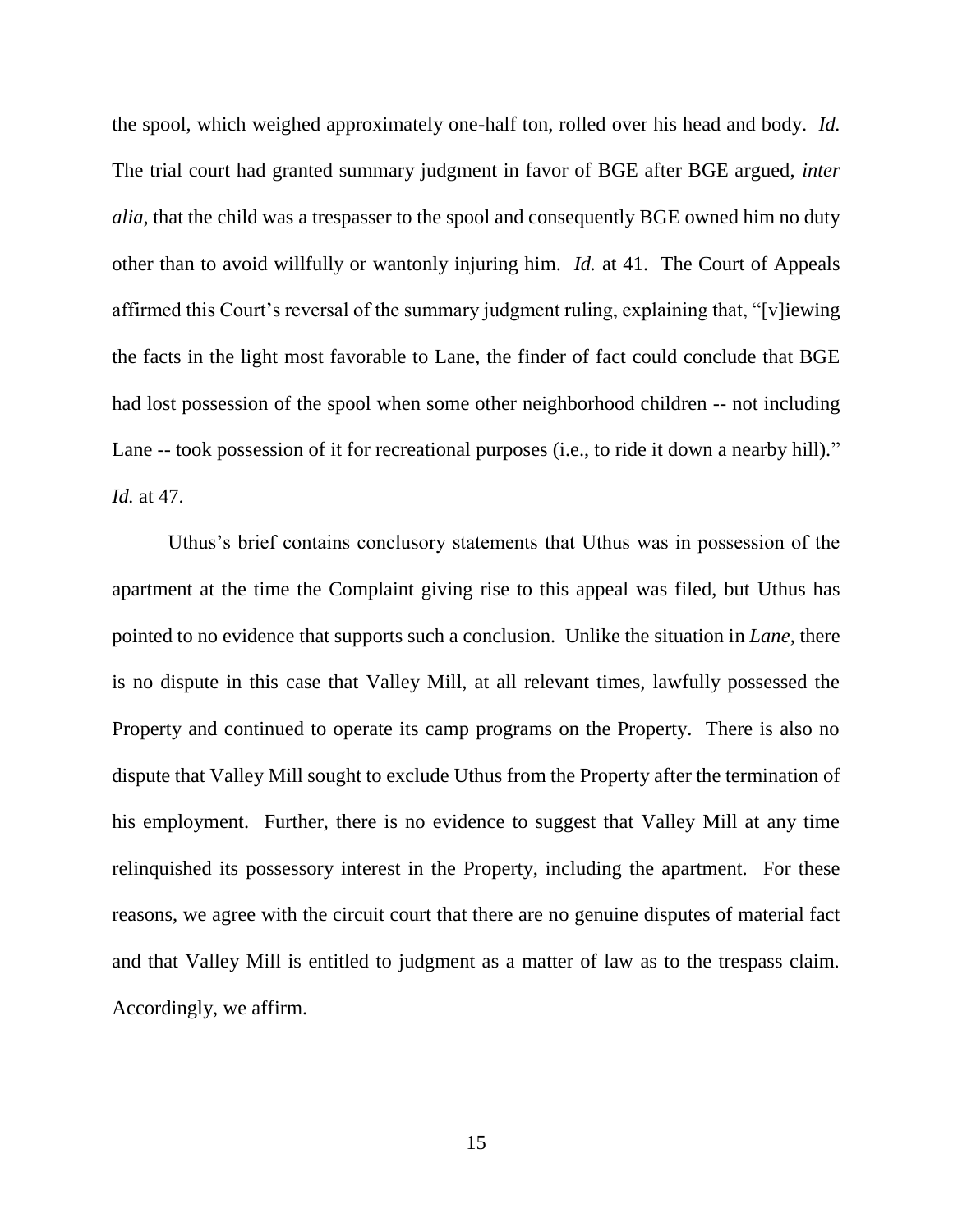the spool, which weighed approximately one-half ton, rolled over his head and body. *Id.* The trial court had granted summary judgment in favor of BGE after BGE argued, *inter alia*, that the child was a trespasser to the spool and consequently BGE owned him no duty other than to avoid willfully or wantonly injuring him. *Id.* at 41. The Court of Appeals affirmed this Court's reversal of the summary judgment ruling, explaining that, "[v]iewing the facts in the light most favorable to Lane, the finder of fact could conclude that BGE had lost possession of the spool when some other neighborhood children -- not including Lane -- took possession of it for recreational purposes (i.e., to ride it down a nearby hill)." *Id.* at 47.

Uthus's brief contains conclusory statements that Uthus was in possession of the apartment at the time the Complaint giving rise to this appeal was filed, but Uthus has pointed to no evidence that supports such a conclusion. Unlike the situation in *Lane*, there is no dispute in this case that Valley Mill, at all relevant times, lawfully possessed the Property and continued to operate its camp programs on the Property. There is also no dispute that Valley Mill sought to exclude Uthus from the Property after the termination of his employment. Further, there is no evidence to suggest that Valley Mill at any time relinquished its possessory interest in the Property, including the apartment. For these reasons, we agree with the circuit court that there are no genuine disputes of material fact and that Valley Mill is entitled to judgment as a matter of law as to the trespass claim. Accordingly, we affirm.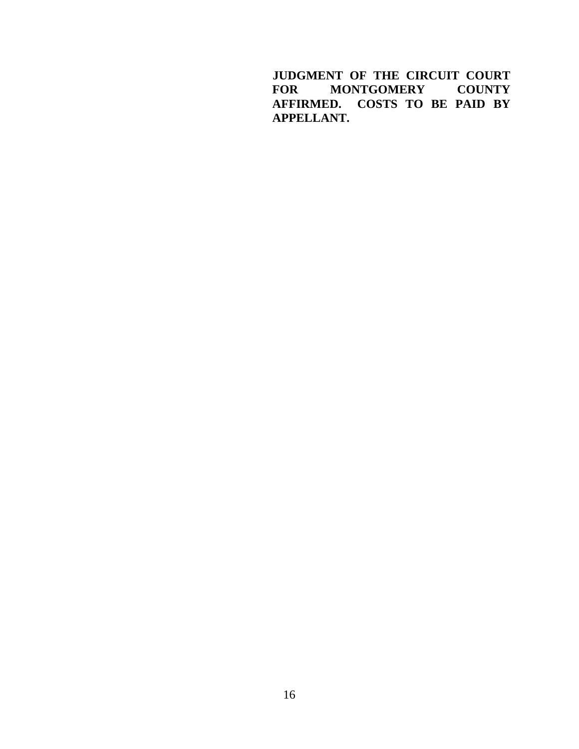**JUDGMENT OF THE CIRCUIT COURT FOR MONTGOMERY COUNTY AFFIRMED. COSTS TO BE PAID BY APPELLANT.**